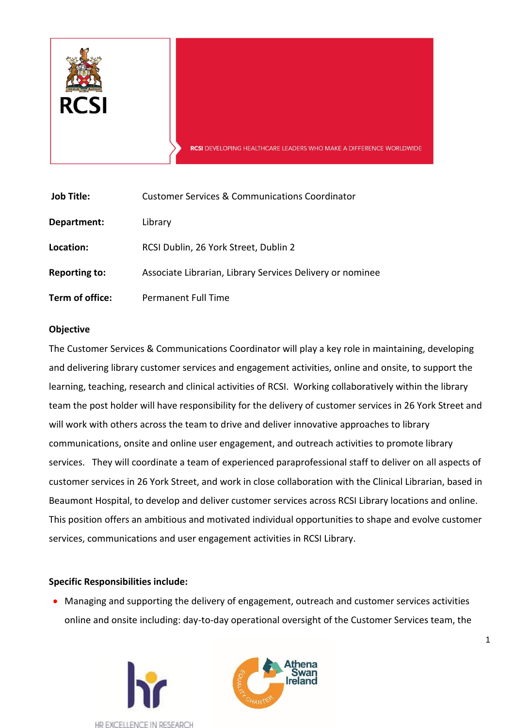RCSI

RCSI DEVELOPING HEALTHCARE LEADERS WHO MAKE A DIFFERENCE WORLDWIDE

| | |
|---|---|
| **Job Title:** | Customer Services & Communications Coordinator |
| **Department:** | Library |
| **Location:** | RCSI Dublin, 26 York Street, Dublin 2 |
| **Reporting to:** | Associate Librarian, Library Services Delivery or nominee |
| **Term of office:** | Permanent Full Time |

**Objective**

The Customer Services & Communications Coordinator will play a key role in maintaining, developing and delivering library customer services and engagement activities, online and onsite, to support the learning, teaching, research and clinical activities of RCSI. Working collaboratively within the library team the post holder will have responsibility for the delivery of customer services in 26 York Street and will work with others across the team to drive and deliver innovative approaches to library communications, onsite and online user engagement, and outreach activities to promote library services. They will coordinate a team of experienced paraprofessional staff to deliver on all aspects of customer services in 26 York Street, and work in close collaboration with the Clinical Librarian, based in Beaumont Hospital, to develop and deliver customer services across RCSI Library locations and online. This position offers an ambitious and motivated individual opportunities to shape and evolve customer services, communications and user engagement activities in RCSI Library.

**Specific Responsibilities include:**

- Managing and supporting the delivery of engagement, outreach and customer services activities online and onsite including: day-to-day operational oversight of the Customer Services team, the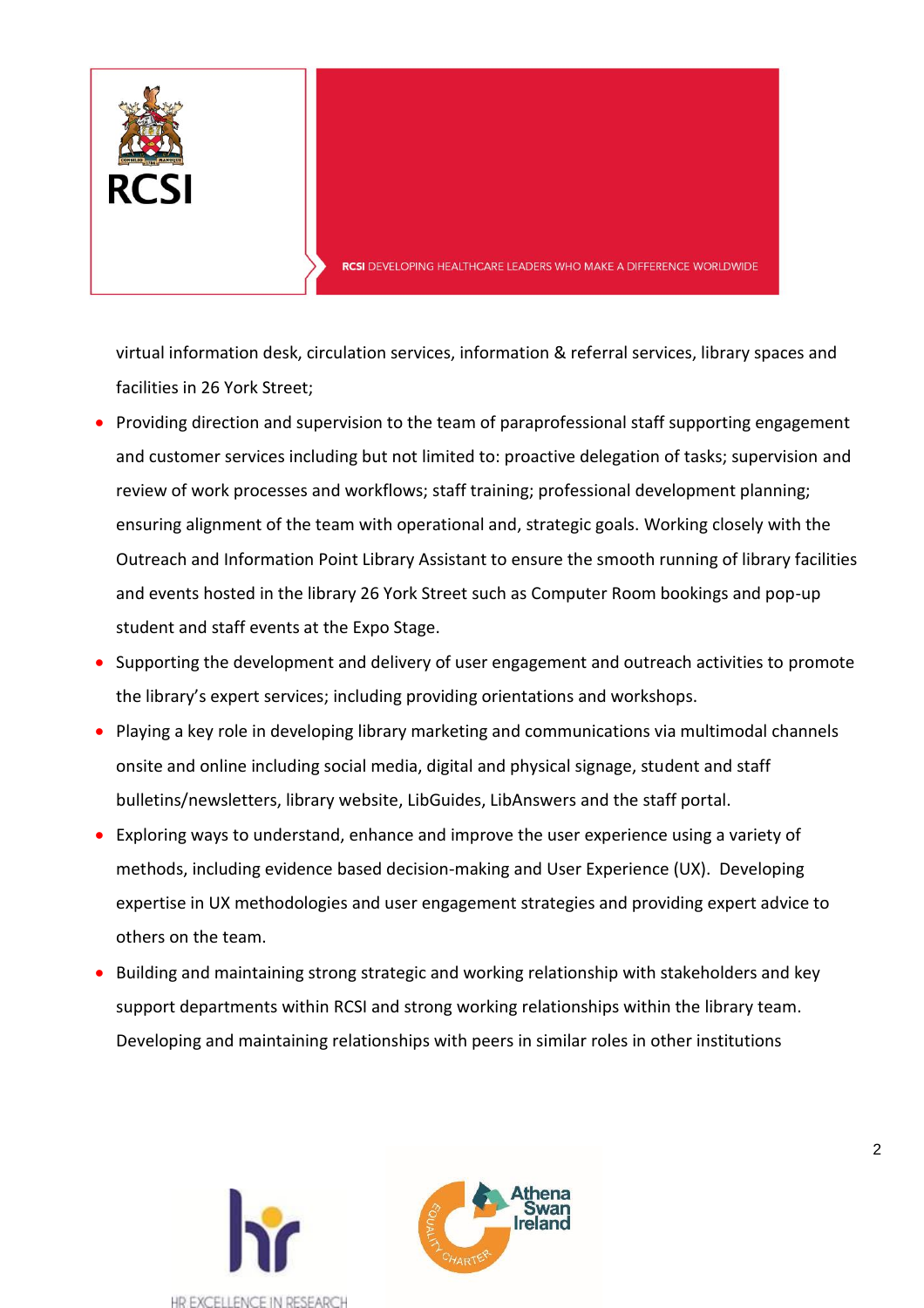virtual information desk, circulation services, information & referral services, library spaces and facilities in 26 York Street;

- Providing direction and supervision to the team of paraprofessional staff supporting engagement and customer services including but not limited to: proactive delegation of tasks; supervision and review of work processes and workflows; staff training; professional development planning; ensuring alignment of the team with operational and, strategic goals. Working closely with the Outreach and Information Point Library Assistant to ensure the smooth running of library facilities and events hosted in the library 26 York Street such as Computer Room bookings and pop-up student and staff events at the Expo Stage.
- Supporting the development and delivery of user engagement and outreach activities to promote the library's expert services; including providing orientations and workshops.
- Playing a key role in developing library marketing and communications via multimodal channels onsite and online including social media, digital and physical signage, student and staff bulletins/newsletters, library website, LibGuides, LibAnswers and the staff portal.
- Exploring ways to understand, enhance and improve the user experience using a variety of methods, including evidence based decision-making and User Experience (UX). Developing expertise in UX methodologies and user engagement strategies and providing expert advice to others on the team.
- Building and maintaining strong strategic and working relationship with stakeholders and key support departments within RCSI and strong working relationships within the library team. Developing and maintaining relationships with peers in similar roles in other institutions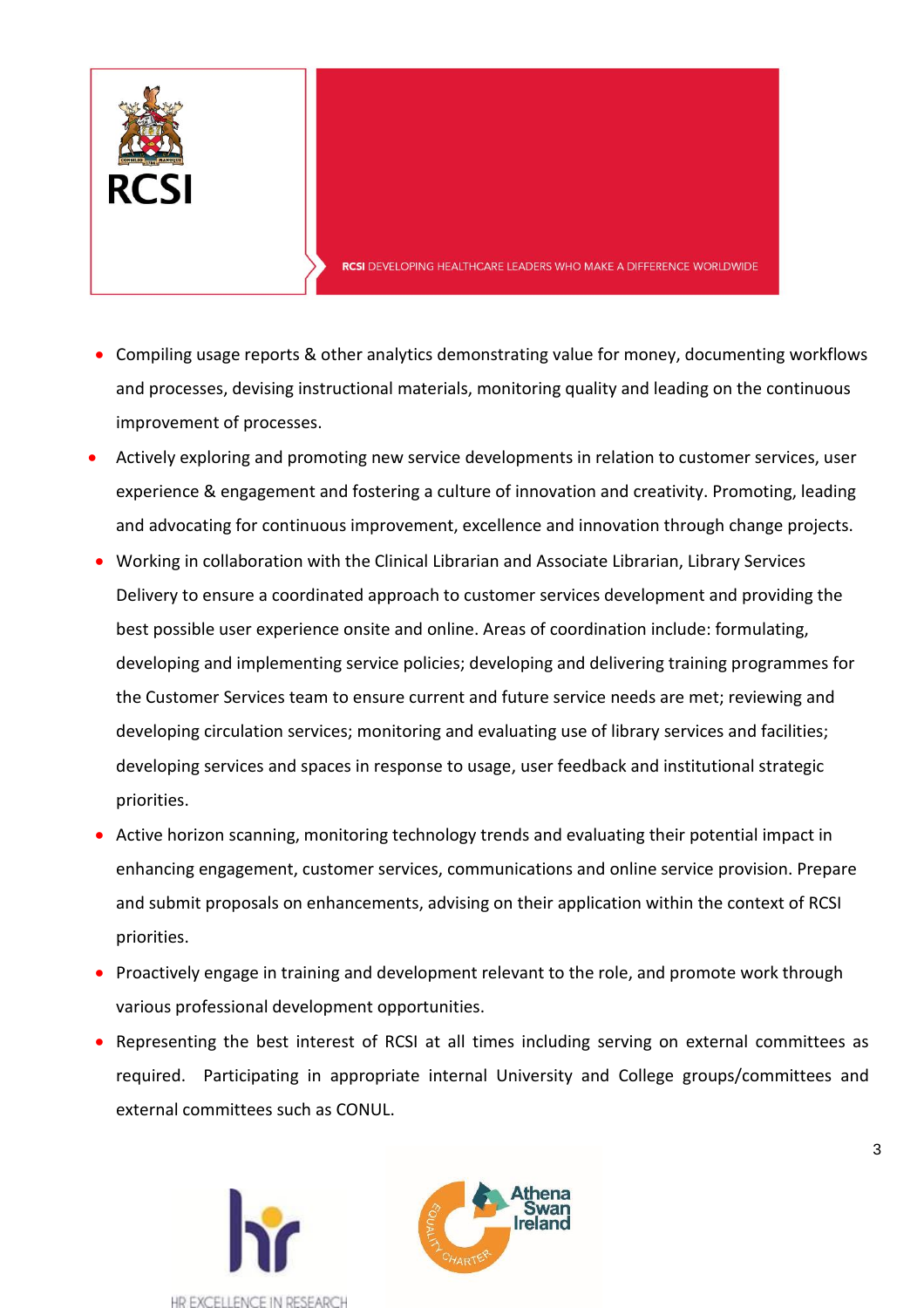- Compiling usage reports & other analytics demonstrating value for money, documenting workflows and processes, devising instructional materials, monitoring quality and leading on the continuous improvement of processes.
- Actively exploring and promoting new service developments in relation to customer services, user experience & engagement and fostering a culture of innovation and creativity. Promoting, leading and advocating for continuous improvement, excellence and innovation through change projects.
- Working in collaboration with the Clinical Librarian and Associate Librarian, Library Services Delivery to ensure a coordinated approach to customer services development and providing the best possible user experience onsite and online. Areas of coordination include: formulating, developing and implementing service policies; developing and delivering training programmes for the Customer Services team to ensure current and future service needs are met; reviewing and developing circulation services; monitoring and evaluating use of library services and facilities; developing services and spaces in response to usage, user feedback and institutional strategic priorities.
- Active horizon scanning, monitoring technology trends and evaluating their potential impact in enhancing engagement, customer services, communications and online service provision. Prepare and submit proposals on enhancements, advising on their application within the context of RCSI priorities.
- Proactively engage in training and development relevant to the role, and promote work through various professional development opportunities.
- Representing the best interest of RCSI at all times including serving on external committees as required. Participating in appropriate internal University and College groups/committees and external committees such as CONUL.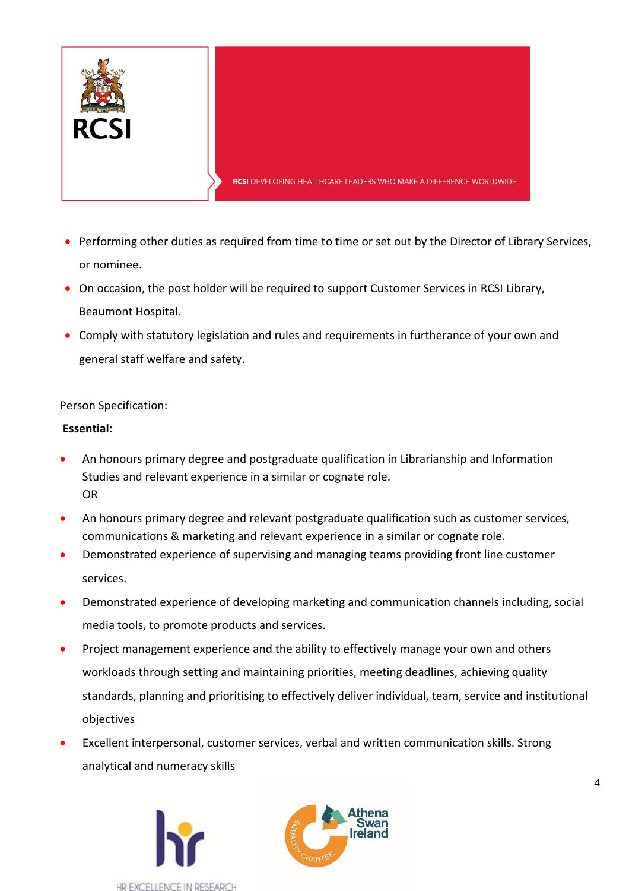- Performing other duties as required from time to time or set out by the Director of Library Services, or nominee.
- On occasion, the post holder will be required to support Customer Services in RCSI Library, Beaumont Hospital.
- Comply with statutory legislation and rules and requirements in furtherance of your own and general staff welfare and safety.

Person Specification:

**Essential:**

- An honours primary degree and postgraduate qualification in Librarianship and Information Studies and relevant experience in a similar or cognate role.
  OR
- An honours primary degree and relevant postgraduate qualification such as customer services, communications & marketing and relevant experience in a similar or cognate role.
- Demonstrated experience of supervising and managing teams providing front line customer services.
- Demonstrated experience of developing marketing and communication channels including, social media tools, to promote products and services.
- Project management experience and the ability to effectively manage your own and others workloads through setting and maintaining priorities, meeting deadlines, achieving quality standards, planning and prioritising to effectively deliver individual, team, service and institutional objectives
- Excellent interpersonal, customer services, verbal and written communication skills. Strong analytical and numeracy skills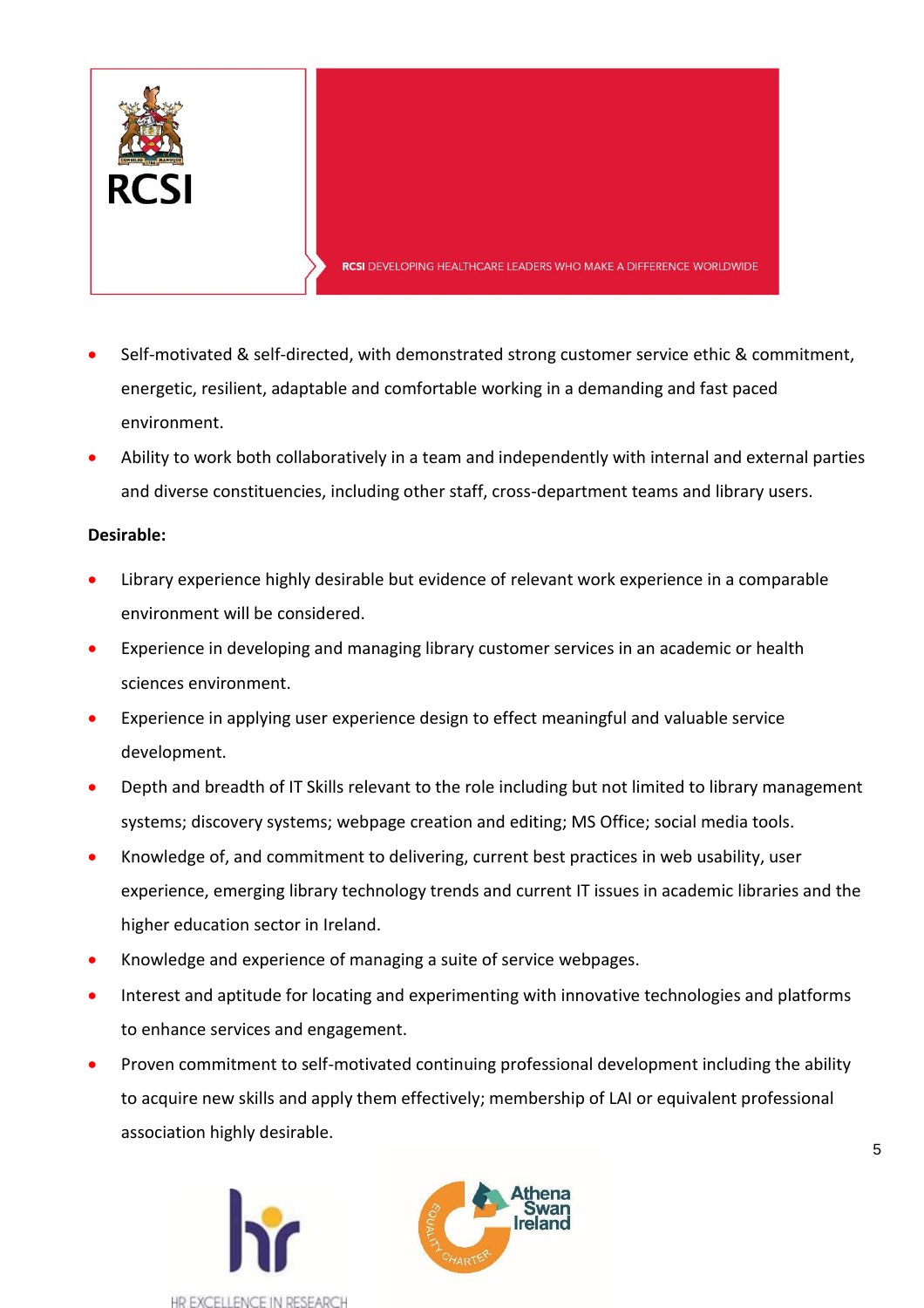- Self-motivated & self-directed, with demonstrated strong customer service ethic & commitment, energetic, resilient, adaptable and comfortable working in a demanding and fast paced environment.
- Ability to work both collaboratively in a team and independently with internal and external parties and diverse constituencies, including other staff, cross-department teams and library users.

**Desirable:**

- Library experience highly desirable but evidence of relevant work experience in a comparable environment will be considered.
- Experience in developing and managing library customer services in an academic or health sciences environment.
- Experience in applying user experience design to effect meaningful and valuable service development.
- Depth and breadth of IT Skills relevant to the role including but not limited to library management systems; discovery systems; webpage creation and editing; MS Office; social media tools.
- Knowledge of, and commitment to delivering, current best practices in web usability, user experience, emerging library technology trends and current IT issues in academic libraries and the higher education sector in Ireland.
- Knowledge and experience of managing a suite of service webpages.
- Interest and aptitude for locating and experimenting with innovative technologies and platforms to enhance services and engagement.
- Proven commitment to self-motivated continuing professional development including the ability to acquire new skills and apply them effectively; membership of LAI or equivalent professional association highly desirable.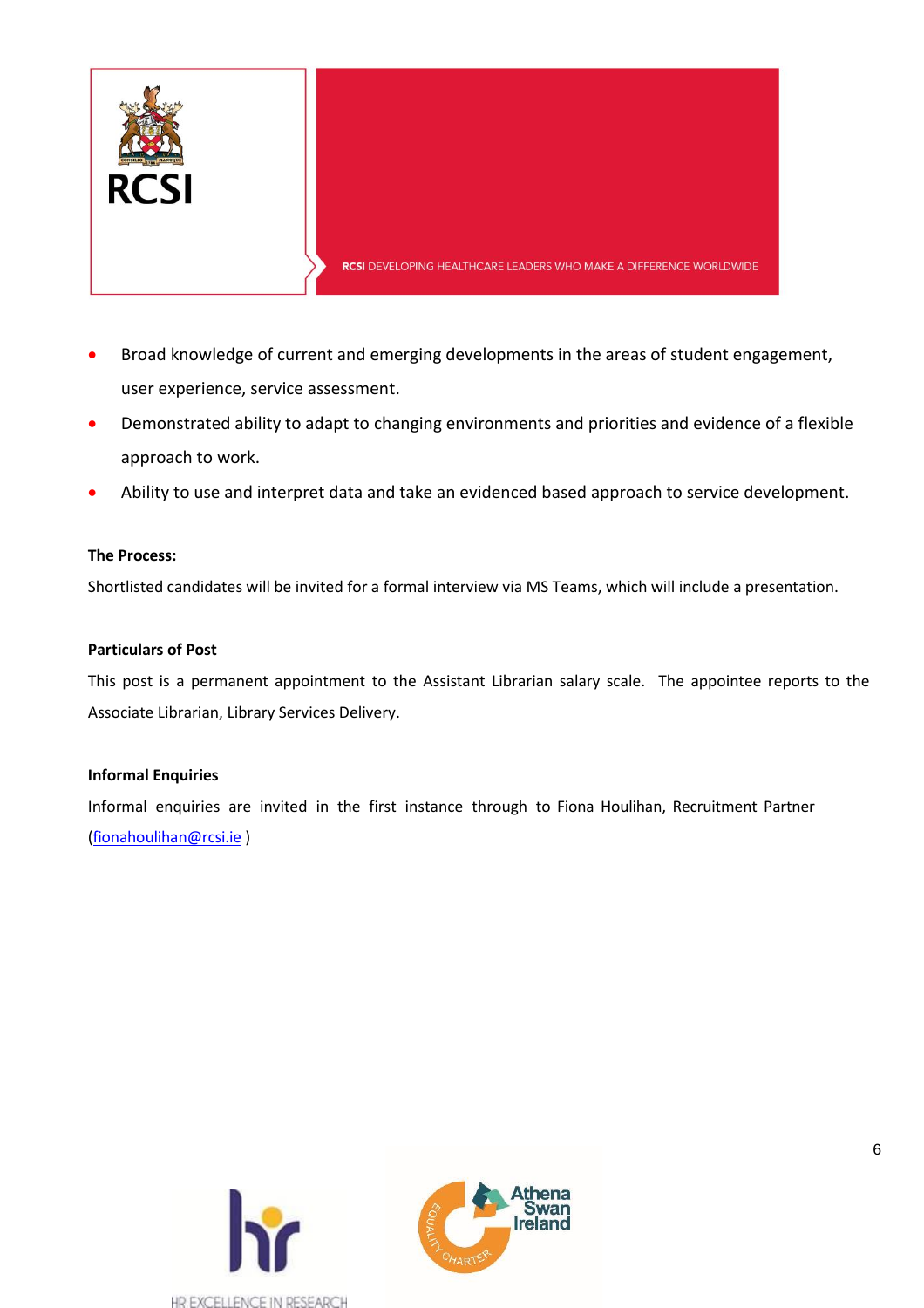- Broad knowledge of current and emerging developments in the areas of student engagement, user experience, service assessment.
- Demonstrated ability to adapt to changing environments and priorities and evidence of a flexible approach to work.
- Ability to use and interpret data and take an evidenced based approach to service development.

**The Process:**

Shortlisted candidates will be invited for a formal interview via MS Teams, which will include a presentation.

**Particulars of Post**

This post is a permanent appointment to the Assistant Librarian salary scale. The appointee reports to the Associate Librarian, Library Services Delivery.

**Informal Enquiries**

Informal enquiries are invited in the first instance through to Fiona Houlihan, Recruitment Partner (fionahoulihan@rcsi.ie )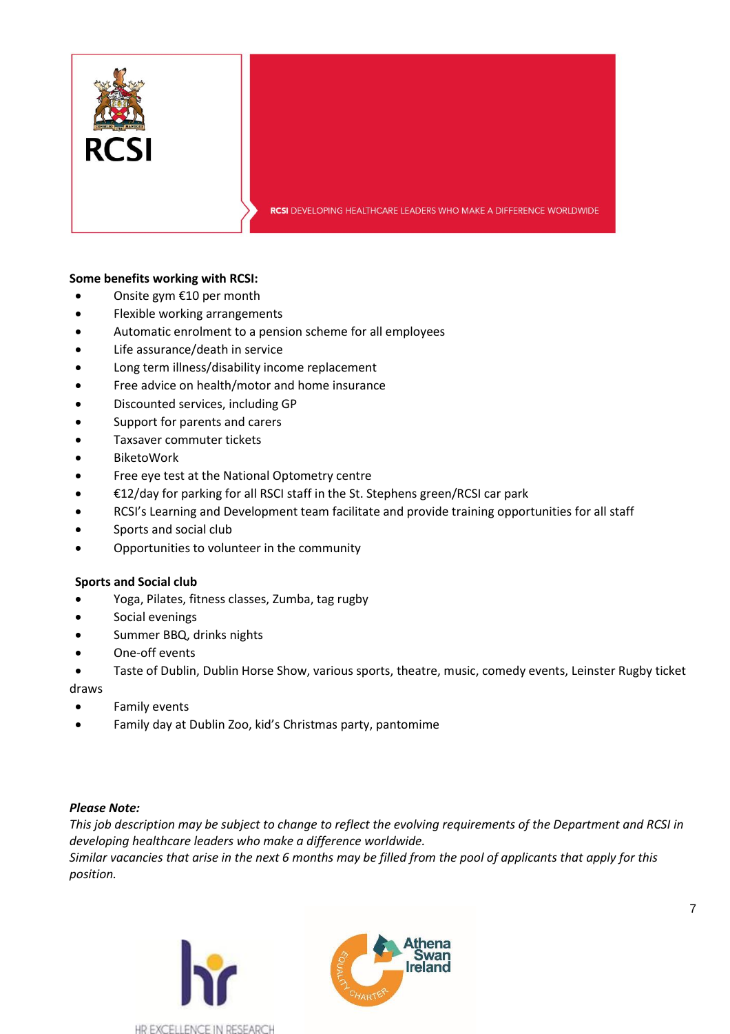RCSI

RCSI DEVELOPING HEALTHCARE LEADERS WHO MAKE A DIFFERENCE WORLDWIDE

**Some benefits working with RCSI:**

- Onsite gym €10 per month
- Flexible working arrangements
- Automatic enrolment to a pension scheme for all employees
- Life assurance/death in service
- Long term illness/disability income replacement
- Free advice on health/motor and home insurance
- Discounted services, including GP
- Support for parents and carers
- Taxsaver commuter tickets
- BiketoWork
- Free eye test at the National Optometry centre
- €12/day for parking for all RSCI staff in the St. Stephens green/RCSI car park
- RCSI's Learning and Development team facilitate and provide training opportunities for all staff
- Sports and social club
- Opportunities to volunteer in the community

**Sports and Social club**

- Yoga, Pilates, fitness classes, Zumba, tag rugby
- Social evenings
- Summer BBQ, drinks nights
- One-off events
- Taste of Dublin, Dublin Horse Show, various sports, theatre, music, comedy events, Leinster Rugby ticket draws
- Family events
- Family day at Dublin Zoo, kid's Christmas party, pantomime

***Please Note:***

*This job description may be subject to change to reflect the evolving requirements of the Department and RCSI in developing healthcare leaders who make a difference worldwide.*
*Similar vacancies that arise in the next 6 months may be filled from the pool of applicants that apply for this position.*

HR EXCELLENCE IN RESEARCH

Athena Swan Ireland EQUALITY CHARTER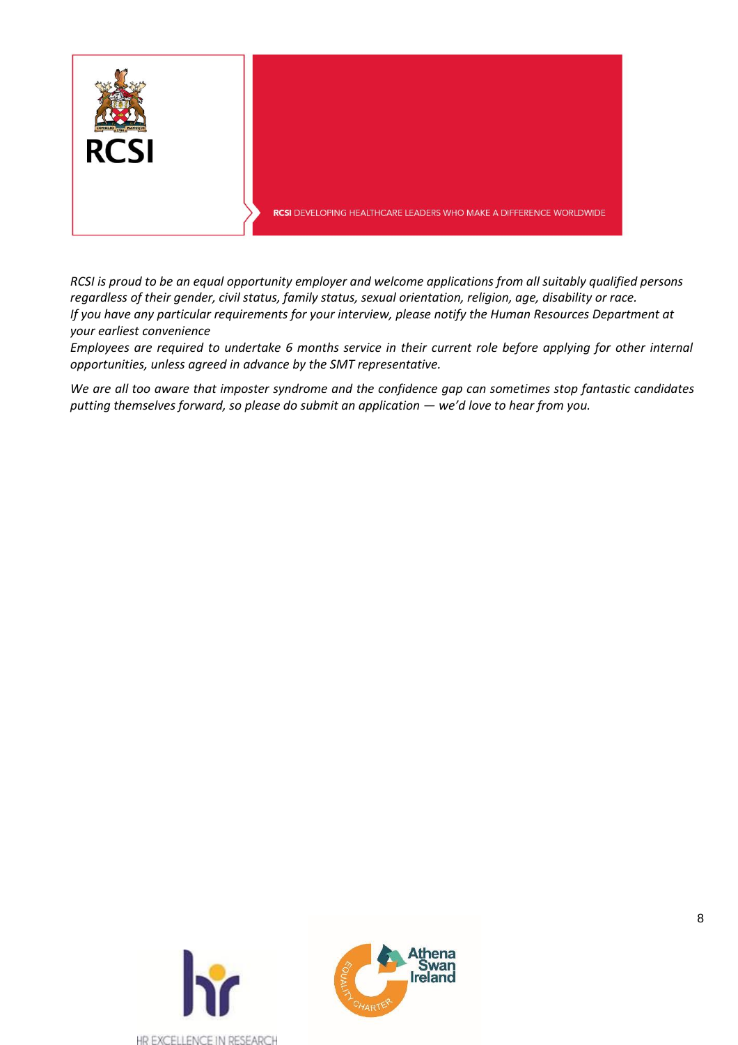RCSI

**RCSI** DEVELOPING HEALTHCARE LEADERS WHO MAKE A DIFFERENCE WORLDWIDE

*RCSI is proud to be an equal opportunity employer and welcome applications from all suitably qualified persons regardless of their gender, civil status, family status, sexual orientation, religion, age, disability or race.*
*If you have any particular requirements for your interview, please notify the Human Resources Department at your earliest convenience*
*Employees are required to undertake 6 months service in their current role before applying for other internal opportunities, unless agreed in advance by the SMT representative.*

*We are all too aware that imposter syndrome and the confidence gap can sometimes stop fantastic candidates putting themselves forward, so please do submit an application — we'd love to hear from you.*

HR EXCELLENCE IN RESEARCH

Athena Swan Ireland
EQUALITY CHARTER